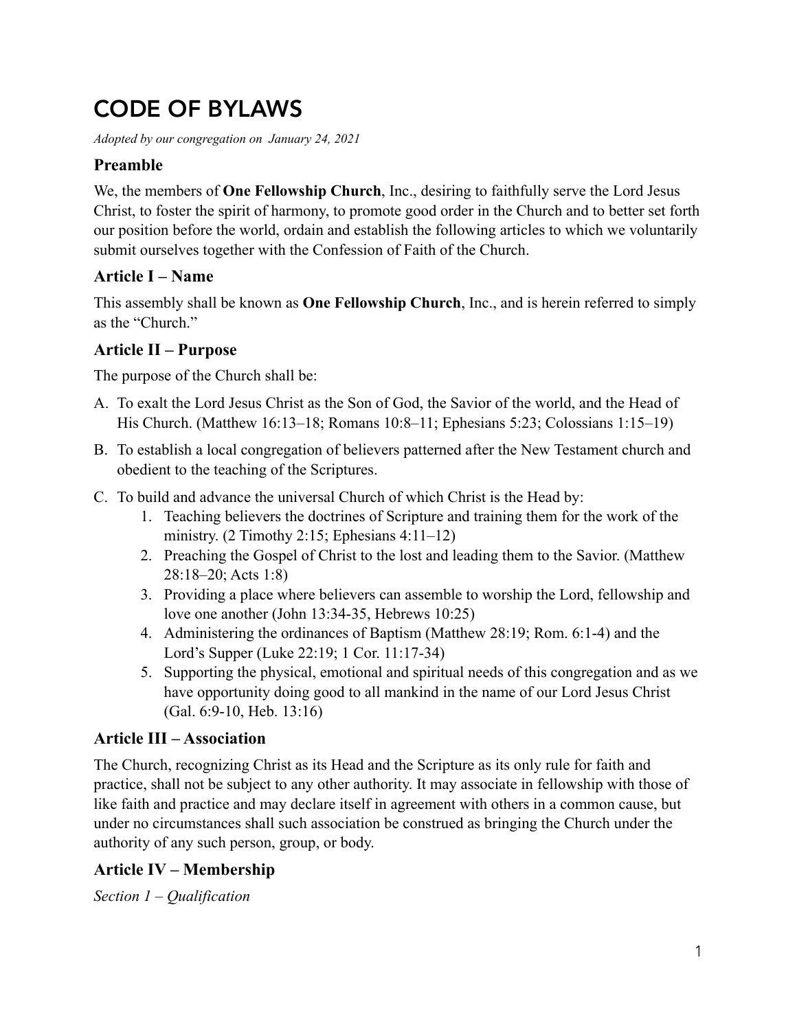# CODE OF BYLAWS

*Adopted by our congregation on January 24, 2021*

## Preamble

We, the members of **One Fellowship Church**, Inc., desiring to faithfully serve the Lord Jesus Christ, to foster the spirit of harmony, to promote good order in the Church and to better set forth our position before the world, ordain and establish the following articles to which we voluntarily submit ourselves together with the Confession of Faith of the Church.

## Article I – Name

This assembly shall be known as **One Fellowship Church**, Inc., and is herein referred to simply as the "Church."

## Article II – Purpose

The purpose of the Church shall be:

A. To exalt the Lord Jesus Christ as the Son of God, the Savior of the world, and the Head of His Church. (Matthew 16:13–18; Romans 10:8–11; Ephesians 5:23; Colossians 1:15–19)

B. To establish a local congregation of believers patterned after the New Testament church and obedient to the teaching of the Scriptures.

C. To build and advance the universal Church of which Christ is the Head by:

1. Teaching believers the doctrines of Scripture and training them for the work of the ministry. (2 Timothy 2:15; Ephesians 4:11–12)
2. Preaching the Gospel of Christ to the lost and leading them to the Savior. (Matthew 28:18–20; Acts 1:8)
3. Providing a place where believers can assemble to worship the Lord, fellowship and love one another (John 13:34-35, Hebrews 10:25)
4. Administering the ordinances of Baptism (Matthew 28:19; Rom. 6:1-4) and the Lord's Supper (Luke 22:19; 1 Cor. 11:17-34)
5. Supporting the physical, emotional and spiritual needs of this congregation and as we have opportunity doing good to all mankind in the name of our Lord Jesus Christ (Gal. 6:9-10, Heb. 13:16)

## Article III – Association

The Church, recognizing Christ as its Head and the Scripture as its only rule for faith and practice, shall not be subject to any other authority. It may associate in fellowship with those of like faith and practice and may declare itself in agreement with others in a common cause, but under no circumstances shall such association be construed as bringing the Church under the authority of any such person, group, or body.

## Article IV – Membership

*Section 1 – Qualification*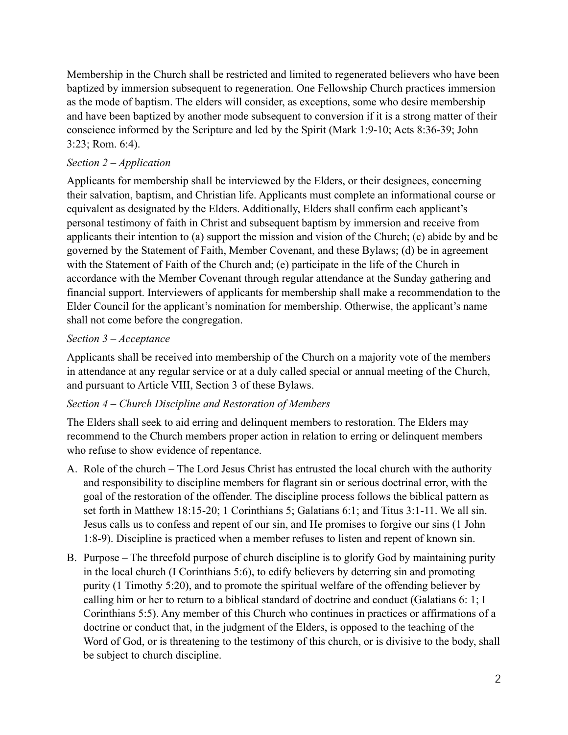Membership in the Church shall be restricted and limited to regenerated believers who have been baptized by immersion subsequent to regeneration. One Fellowship Church practices immersion as the mode of baptism. The elders will consider, as exceptions, some who desire membership and have been baptized by another mode subsequent to conversion if it is a strong matter of their conscience informed by the Scripture and led by the Spirit (Mark 1:9-10; Acts 8:36-39; John 3:23; Rom. 6:4).

*Section 2 – Application*

Applicants for membership shall be interviewed by the Elders, or their designees, concerning their salvation, baptism, and Christian life. Applicants must complete an informational course or equivalent as designated by the Elders. Additionally, Elders shall confirm each applicant's personal testimony of faith in Christ and subsequent baptism by immersion and receive from applicants their intention to (a) support the mission and vision of the Church; (c) abide by and be governed by the Statement of Faith, Member Covenant, and these Bylaws; (d) be in agreement with the Statement of Faith of the Church and; (e) participate in the life of the Church in accordance with the Member Covenant through regular attendance at the Sunday gathering and financial support. Interviewers of applicants for membership shall make a recommendation to the Elder Council for the applicant's nomination for membership. Otherwise, the applicant's name shall not come before the congregation.

*Section 3 – Acceptance*

Applicants shall be received into membership of the Church on a majority vote of the members in attendance at any regular service or at a duly called special or annual meeting of the Church, and pursuant to Article VIII, Section 3 of these Bylaws.

*Section 4 – Church Discipline and Restoration of Members*

The Elders shall seek to aid erring and delinquent members to restoration. The Elders may recommend to the Church members proper action in relation to erring or delinquent members who refuse to show evidence of repentance.

A. Role of the church – The Lord Jesus Christ has entrusted the local church with the authority and responsibility to discipline members for flagrant sin or serious doctrinal error, with the goal of the restoration of the offender. The discipline process follows the biblical pattern as set forth in Matthew 18:15-20; 1 Corinthians 5; Galatians 6:1; and Titus 3:1-11. We all sin. Jesus calls us to confess and repent of our sin, and He promises to forgive our sins (1 John 1:8-9). Discipline is practiced when a member refuses to listen and repent of known sin.

B. Purpose – The threefold purpose of church discipline is to glorify God by maintaining purity in the local church (I Corinthians 5:6), to edify believers by deterring sin and promoting purity (1 Timothy 5:20), and to promote the spiritual welfare of the offending believer by calling him or her to return to a biblical standard of doctrine and conduct (Galatians 6: 1; I Corinthians 5:5). Any member of this Church who continues in practices or affirmations of a doctrine or conduct that, in the judgment of the Elders, is opposed to the teaching of the Word of God, or is threatening to the testimony of this church, or is divisive to the body, shall be subject to church discipline.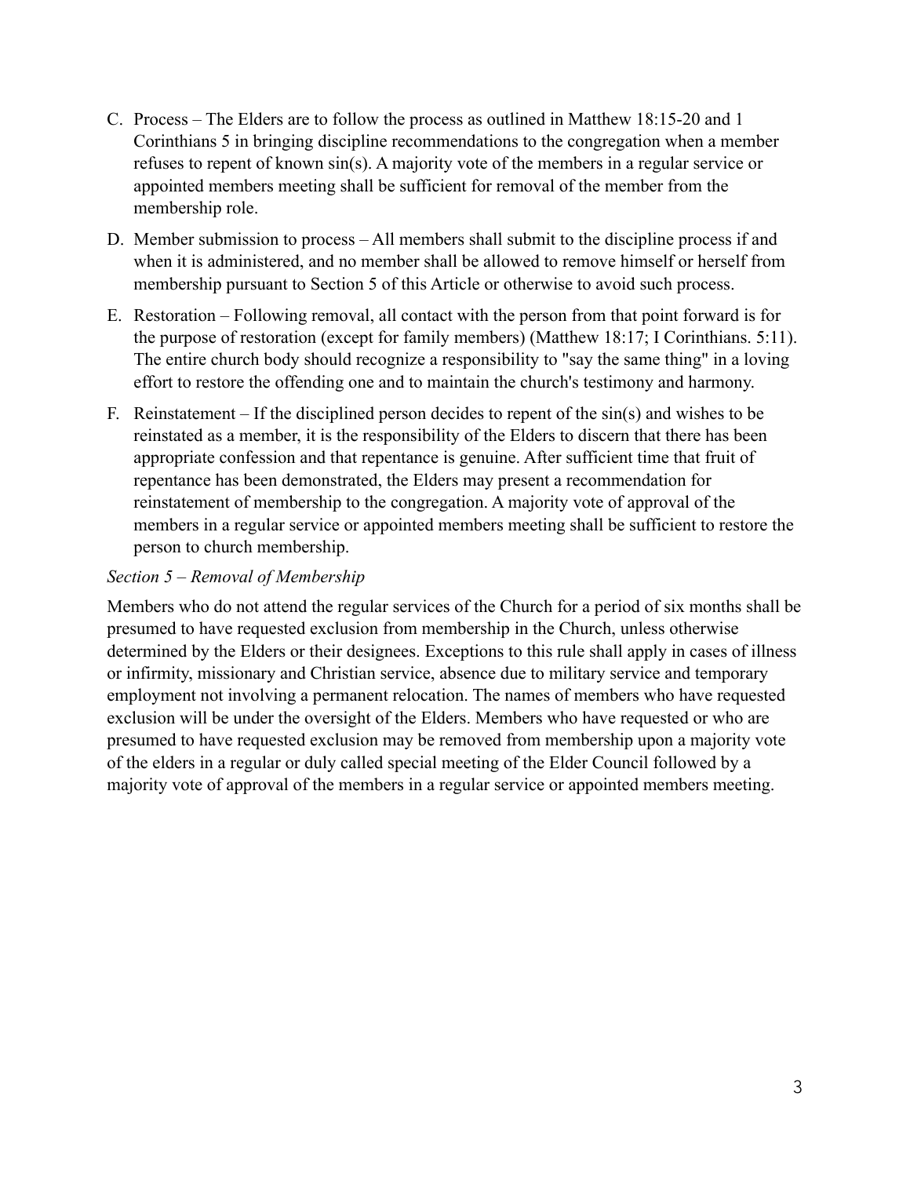C. Process – The Elders are to follow the process as outlined in Matthew 18:15-20 and 1 Corinthians 5 in bringing discipline recommendations to the congregation when a member refuses to repent of known sin(s). A majority vote of the members in a regular service or appointed members meeting shall be sufficient for removal of the member from the membership role.

D. Member submission to process – All members shall submit to the discipline process if and when it is administered, and no member shall be allowed to remove himself or herself from membership pursuant to Section 5 of this Article or otherwise to avoid such process.

E. Restoration – Following removal, all contact with the person from that point forward is for the purpose of restoration (except for family members) (Matthew 18:17; I Corinthians. 5:11). The entire church body should recognize a responsibility to "say the same thing" in a loving effort to restore the offending one and to maintain the church's testimony and harmony.

F. Reinstatement – If the disciplined person decides to repent of the sin(s) and wishes to be reinstated as a member, it is the responsibility of the Elders to discern that there has been appropriate confession and that repentance is genuine. After sufficient time that fruit of repentance has been demonstrated, the Elders may present a recommendation for reinstatement of membership to the congregation. A majority vote of approval of the members in a regular service or appointed members meeting shall be sufficient to restore the person to church membership.

*Section 5 – Removal of Membership*

Members who do not attend the regular services of the Church for a period of six months shall be presumed to have requested exclusion from membership in the Church, unless otherwise determined by the Elders or their designees. Exceptions to this rule shall apply in cases of illness or infirmity, missionary and Christian service, absence due to military service and temporary employment not involving a permanent relocation. The names of members who have requested exclusion will be under the oversight of the Elders. Members who have requested or who are presumed to have requested exclusion may be removed from membership upon a majority vote of the elders in a regular or duly called special meeting of the Elder Council followed by a majority vote of approval of the members in a regular service or appointed members meeting.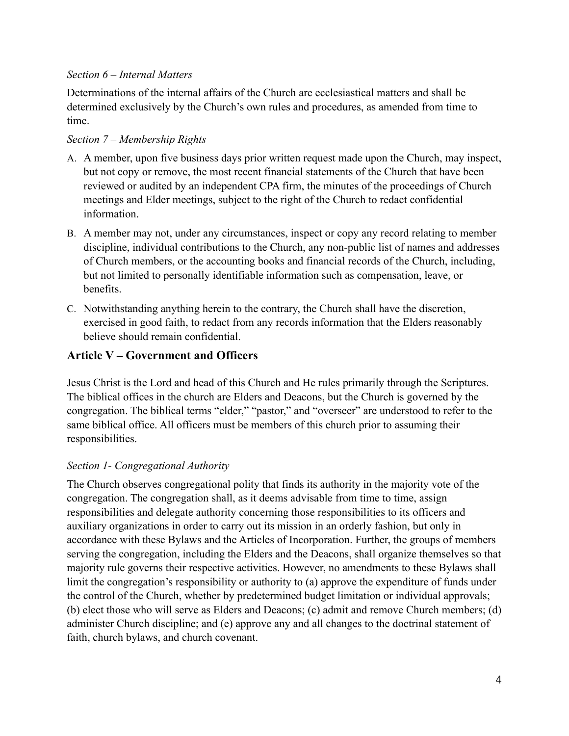*Section 6 – Internal Matters*

Determinations of the internal affairs of the Church are ecclesiastical matters and shall be determined exclusively by the Church's own rules and procedures, as amended from time to time.

*Section 7 – Membership Rights*

A. A member, upon five business days prior written request made upon the Church, may inspect, but not copy or remove, the most recent financial statements of the Church that have been reviewed or audited by an independent CPA firm, the minutes of the proceedings of Church meetings and Elder meetings, subject to the right of the Church to redact confidential information.

B. A member may not, under any circumstances, inspect or copy any record relating to member discipline, individual contributions to the Church, any non-public list of names and addresses of Church members, or the accounting books and financial records of the Church, including, but not limited to personally identifiable information such as compensation, leave, or benefits.

C. Notwithstanding anything herein to the contrary, the Church shall have the discretion, exercised in good faith, to redact from any records information that the Elders reasonably believe should remain confidential.

## Article V – Government and Officers

Jesus Christ is the Lord and head of this Church and He rules primarily through the Scriptures. The biblical offices in the church are Elders and Deacons, but the Church is governed by the congregation. The biblical terms "elder," "pastor," and "overseer" are understood to refer to the same biblical office. All officers must be members of this church prior to assuming their responsibilities.

*Section 1- Congregational Authority*

The Church observes congregational polity that finds its authority in the majority vote of the congregation. The congregation shall, as it deems advisable from time to time, assign responsibilities and delegate authority concerning those responsibilities to its officers and auxiliary organizations in order to carry out its mission in an orderly fashion, but only in accordance with these Bylaws and the Articles of Incorporation. Further, the groups of members serving the congregation, including the Elders and the Deacons, shall organize themselves so that majority rule governs their respective activities. However, no amendments to these Bylaws shall limit the congregation's responsibility or authority to (a) approve the expenditure of funds under the control of the Church, whether by predetermined budget limitation or individual approvals; (b) elect those who will serve as Elders and Deacons; (c) admit and remove Church members; (d) administer Church discipline; and (e) approve any and all changes to the doctrinal statement of faith, church bylaws, and church covenant.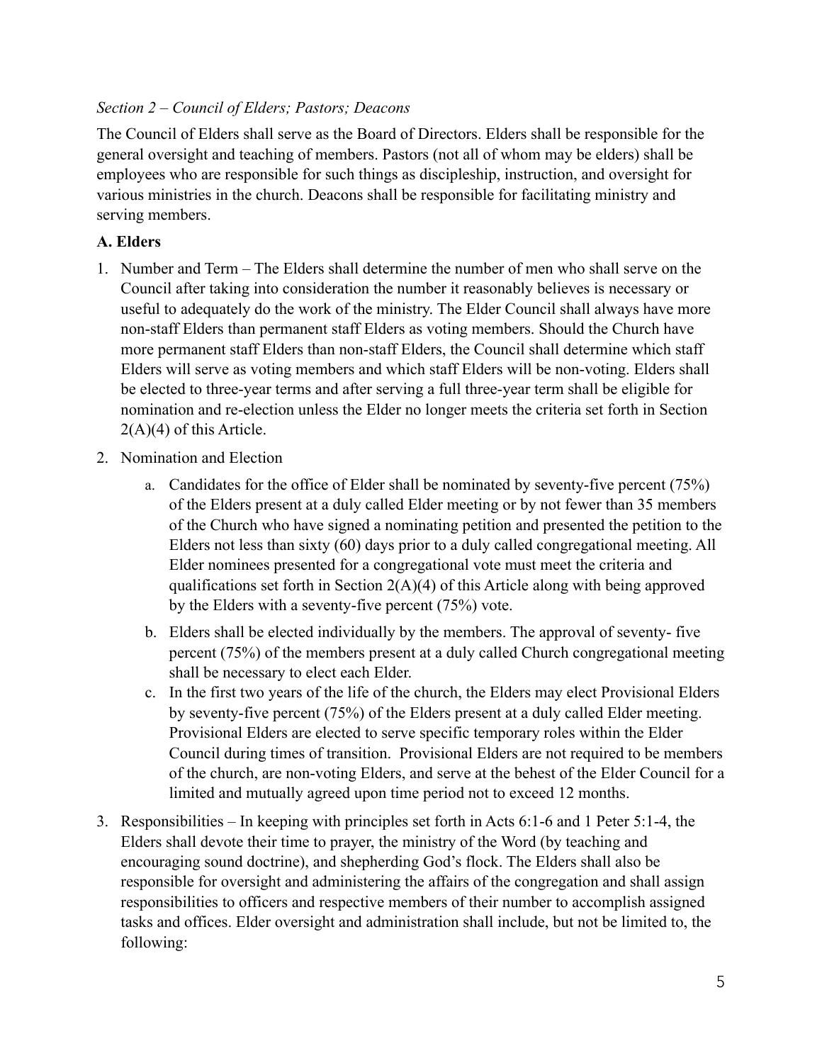*Section 2 – Council of Elders; Pastors; Deacons*

The Council of Elders shall serve as the Board of Directors. Elders shall be responsible for the general oversight and teaching of members. Pastors (not all of whom may be elders) shall be employees who are responsible for such things as discipleship, instruction, and oversight for various ministries in the church. Deacons shall be responsible for facilitating ministry and serving members.

**A. Elders**

1. Number and Term – The Elders shall determine the number of men who shall serve on the Council after taking into consideration the number it reasonably believes is necessary or useful to adequately do the work of the ministry. The Elder Council shall always have more non-staff Elders than permanent staff Elders as voting members. Should the Church have more permanent staff Elders than non-staff Elders, the Council shall determine which staff Elders will serve as voting members and which staff Elders will be non-voting. Elders shall be elected to three-year terms and after serving a full three-year term shall be eligible for nomination and re-election unless the Elder no longer meets the criteria set forth in Section 2(A)(4) of this Article.
2. Nomination and Election
    a. Candidates for the office of Elder shall be nominated by seventy-five percent (75%) of the Elders present at a duly called Elder meeting or by not fewer than 35 members of the Church who have signed a nominating petition and presented the petition to the Elders not less than sixty (60) days prior to a duly called congregational meeting. All Elder nominees presented for a congregational vote must meet the criteria and qualifications set forth in Section 2(A)(4) of this Article along with being approved by the Elders with a seventy-five percent (75%) vote.
    b. Elders shall be elected individually by the members. The approval of seventy- five percent (75%) of the members present at a duly called Church congregational meeting shall be necessary to elect each Elder.
    c. In the first two years of the life of the church, the Elders may elect Provisional Elders by seventy-five percent (75%) of the Elders present at a duly called Elder meeting. Provisional Elders are elected to serve specific temporary roles within the Elder Council during times of transition. Provisional Elders are not required to be members of the church, are non-voting Elders, and serve at the behest of the Elder Council for a limited and mutually agreed upon time period not to exceed 12 months.
3. Responsibilities – In keeping with principles set forth in Acts 6:1-6 and 1 Peter 5:1-4, the Elders shall devote their time to prayer, the ministry of the Word (by teaching and encouraging sound doctrine), and shepherding God's flock. The Elders shall also be responsible for oversight and administering the affairs of the congregation and shall assign responsibilities to officers and respective members of their number to accomplish assigned tasks and offices. Elder oversight and administration shall include, but not be limited to, the following: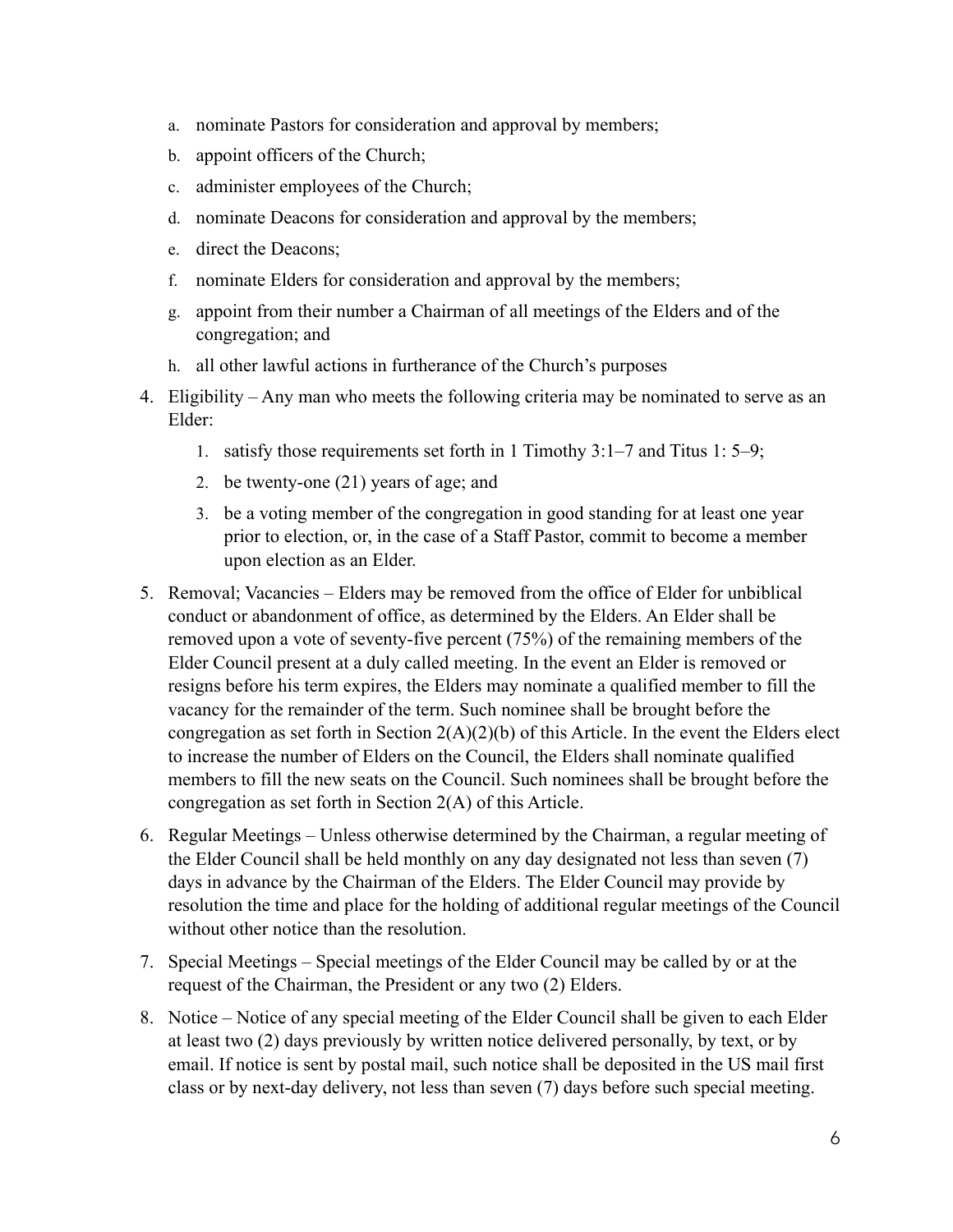a. nominate Pastors for consideration and approval by members;
b. appoint officers of the Church;
c. administer employees of the Church;
d. nominate Deacons for consideration and approval by the members;
e. direct the Deacons;
f. nominate Elders for consideration and approval by the members;
g. appoint from their number a Chairman of all meetings of the Elders and of the congregation; and
h. all other lawful actions in furtherance of the Church's purposes

4. Eligibility – Any man who meets the following criteria may be nominated to serve as an Elder:
    1. satisfy those requirements set forth in 1 Timothy 3:1–7 and Titus 1: 5–9;
    2. be twenty-one (21) years of age; and
    3. be a voting member of the congregation in good standing for at least one year prior to election, or, in the case of a Staff Pastor, commit to become a member upon election as an Elder.

5. Removal; Vacancies – Elders may be removed from the office of Elder for unbiblical conduct or abandonment of office, as determined by the Elders. An Elder shall be removed upon a vote of seventy-five percent (75%) of the remaining members of the Elder Council present at a duly called meeting. In the event an Elder is removed or resigns before his term expires, the Elders may nominate a qualified member to fill the vacancy for the remainder of the term. Such nominee shall be brought before the congregation as set forth in Section 2(A)(2)(b) of this Article. In the event the Elders elect to increase the number of Elders on the Council, the Elders shall nominate qualified members to fill the new seats on the Council. Such nominees shall be brought before the congregation as set forth in Section 2(A) of this Article.

6. Regular Meetings – Unless otherwise determined by the Chairman, a regular meeting of the Elder Council shall be held monthly on any day designated not less than seven (7) days in advance by the Chairman of the Elders. The Elder Council may provide by resolution the time and place for the holding of additional regular meetings of the Council without other notice than the resolution.

7. Special Meetings – Special meetings of the Elder Council may be called by or at the request of the Chairman, the President or any two (2) Elders.

8. Notice – Notice of any special meeting of the Elder Council shall be given to each Elder at least two (2) days previously by written notice delivered personally, by text, or by email. If notice is sent by postal mail, such notice shall be deposited in the US mail first class or by next-day delivery, not less than seven (7) days before such special meeting.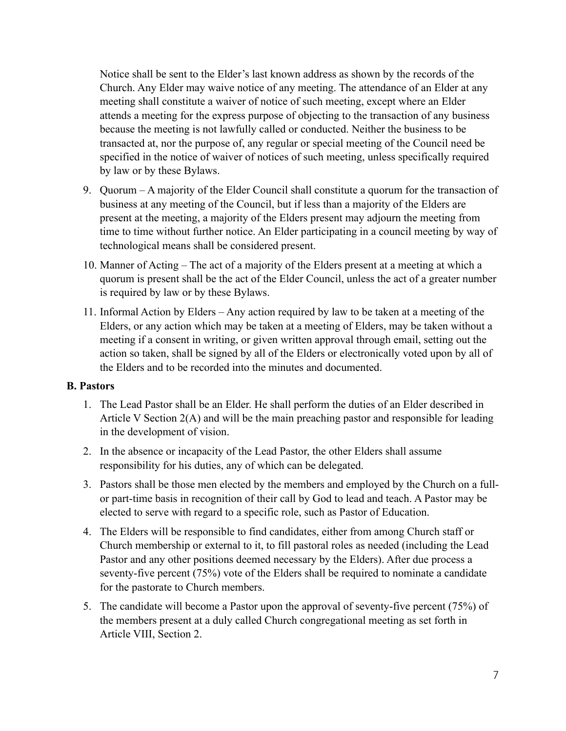Notice shall be sent to the Elder's last known address as shown by the records of the Church. Any Elder may waive notice of any meeting. The attendance of an Elder at any meeting shall constitute a waiver of notice of such meeting, except where an Elder attends a meeting for the express purpose of objecting to the transaction of any business because the meeting is not lawfully called or conducted. Neither the business to be transacted at, nor the purpose of, any regular or special meeting of the Council need be specified in the notice of waiver of notices of such meeting, unless specifically required by law or by these Bylaws.

9. Quorum – A majority of the Elder Council shall constitute a quorum for the transaction of business at any meeting of the Council, but if less than a majority of the Elders are present at the meeting, a majority of the Elders present may adjourn the meeting from time to time without further notice. An Elder participating in a council meeting by way of technological means shall be considered present.
10. Manner of Acting – The act of a majority of the Elders present at a meeting at which a quorum is present shall be the act of the Elder Council, unless the act of a greater number is required by law or by these Bylaws.
11. Informal Action by Elders – Any action required by law to be taken at a meeting of the Elders, or any action which may be taken at a meeting of Elders, may be taken without a meeting if a consent in writing, or given written approval through email, setting out the action so taken, shall be signed by all of the Elders or electronically voted upon by all of the Elders and to be recorded into the minutes and documented.

**B. Pastors**

1. The Lead Pastor shall be an Elder. He shall perform the duties of an Elder described in Article V Section 2(A) and will be the main preaching pastor and responsible for leading in the development of vision.
2. In the absence or incapacity of the Lead Pastor, the other Elders shall assume responsibility for his duties, any of which can be delegated.
3. Pastors shall be those men elected by the members and employed by the Church on a full- or part-time basis in recognition of their call by God to lead and teach. A Pastor may be elected to serve with regard to a specific role, such as Pastor of Education.
4. The Elders will be responsible to find candidates, either from among Church staff or Church membership or external to it, to fill pastoral roles as needed (including the Lead Pastor and any other positions deemed necessary by the Elders). After due process a seventy-five percent (75%) vote of the Elders shall be required to nominate a candidate for the pastorate to Church members.
5. The candidate will become a Pastor upon the approval of seventy-five percent (75%) of the members present at a duly called Church congregational meeting as set forth in Article VIII, Section 2.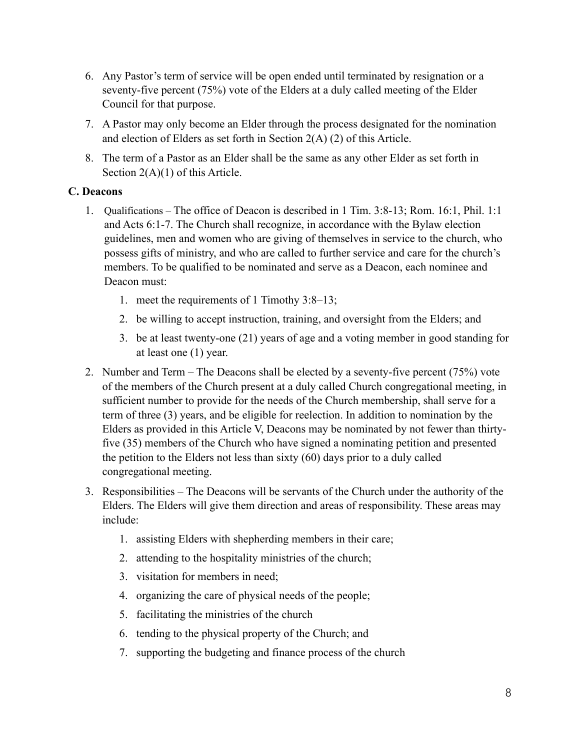6. Any Pastor's term of service will be open ended until terminated by resignation or a seventy-five percent (75%) vote of the Elders at a duly called meeting of the Elder Council for that purpose.
7. A Pastor may only become an Elder through the process designated for the nomination and election of Elders as set forth in Section 2(A) (2) of this Article.
8. The term of a Pastor as an Elder shall be the same as any other Elder as set forth in Section 2(A)(1) of this Article.

**C. Deacons**

1. Qualifications – The office of Deacon is described in 1 Tim. 3:8-13; Rom. 16:1, Phil. 1:1 and Acts 6:1-7. The Church shall recognize, in accordance with the Bylaw election guidelines, men and women who are giving of themselves in service to the church, who possess gifts of ministry, and who are called to further service and care for the church's members. To be qualified to be nominated and serve as a Deacon, each nominee and Deacon must:
    1. meet the requirements of 1 Timothy 3:8–13;
    2. be willing to accept instruction, training, and oversight from the Elders; and
    3. be at least twenty-one (21) years of age and a voting member in good standing for at least one (1) year.
2. Number and Term – The Deacons shall be elected by a seventy-five percent (75%) vote of the members of the Church present at a duly called Church congregational meeting, in sufficient number to provide for the needs of the Church membership, shall serve for a term of three (3) years, and be eligible for reelection. In addition to nomination by the Elders as provided in this Article V, Deacons may be nominated by not fewer than thirty-five (35) members of the Church who have signed a nominating petition and presented the petition to the Elders not less than sixty (60) days prior to a duly called congregational meeting.
3. Responsibilities – The Deacons will be servants of the Church under the authority of the Elders. The Elders will give them direction and areas of responsibility. These areas may include:
    1. assisting Elders with shepherding members in their care;
    2. attending to the hospitality ministries of the church;
    3. visitation for members in need;
    4. organizing the care of physical needs of the people;
    5. facilitating the ministries of the church
    6. tending to the physical property of the Church; and
    7. supporting the budgeting and finance process of the church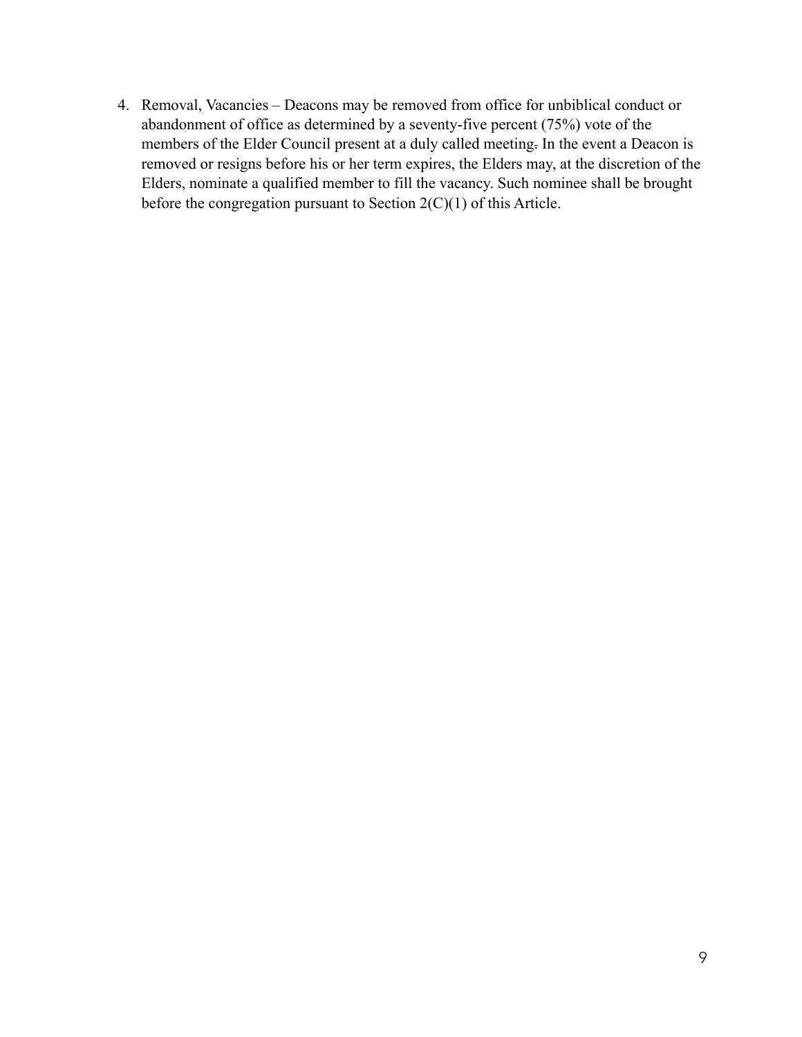4. Removal, Vacancies – Deacons may be removed from office for unbiblical conduct or abandonment of office as determined by a seventy-five percent (75%) vote of the members of the Elder Council present at a duly called meeting. In the event a Deacon is removed or resigns before his or her term expires, the Elders may, at the discretion of the Elders, nominate a qualified member to fill the vacancy. Such nominee shall be brought before the congregation pursuant to Section 2(C)(1) of this Article.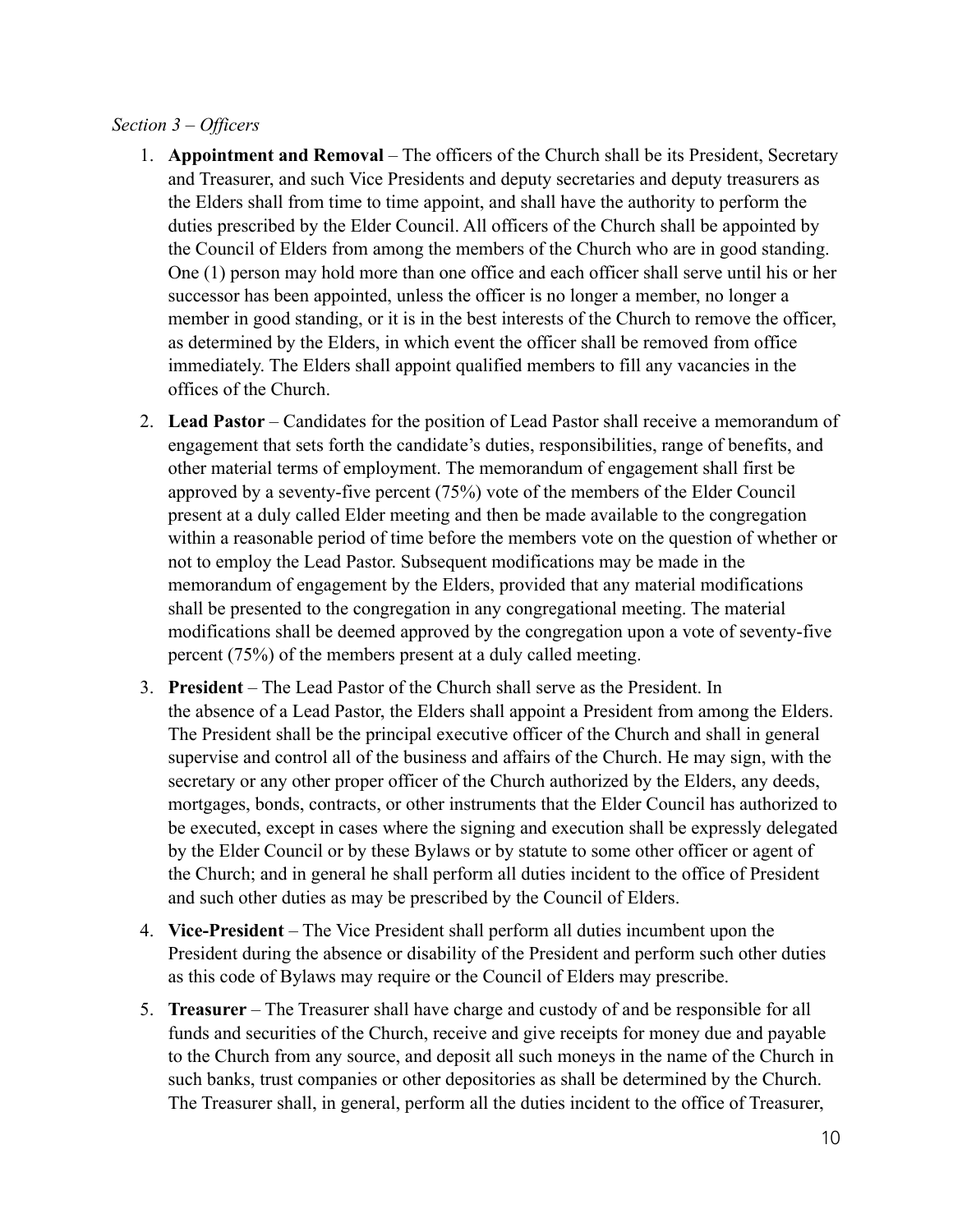*Section 3 – Officers*

1. **Appointment and Removal** – The officers of the Church shall be its President, Secretary and Treasurer, and such Vice Presidents and deputy secretaries and deputy treasurers as the Elders shall from time to time appoint, and shall have the authority to perform the duties prescribed by the Elder Council. All officers of the Church shall be appointed by the Council of Elders from among the members of the Church who are in good standing. One (1) person may hold more than one office and each officer shall serve until his or her successor has been appointed, unless the officer is no longer a member, no longer a member in good standing, or it is in the best interests of the Church to remove the officer, as determined by the Elders, in which event the officer shall be removed from office immediately. The Elders shall appoint qualified members to fill any vacancies in the offices of the Church.
2. **Lead Pastor** – Candidates for the position of Lead Pastor shall receive a memorandum of engagement that sets forth the candidate's duties, responsibilities, range of benefits, and other material terms of employment. The memorandum of engagement shall first be approved by a seventy-five percent (75%) vote of the members of the Elder Council present at a duly called Elder meeting and then be made available to the congregation within a reasonable period of time before the members vote on the question of whether or not to employ the Lead Pastor. Subsequent modifications may be made in the memorandum of engagement by the Elders, provided that any material modifications shall be presented to the congregation in any congregational meeting. The material modifications shall be deemed approved by the congregation upon a vote of seventy-five percent (75%) of the members present at a duly called meeting.
3. **President** – The Lead Pastor of the Church shall serve as the President. In the absence of a Lead Pastor, the Elders shall appoint a President from among the Elders. The President shall be the principal executive officer of the Church and shall in general supervise and control all of the business and affairs of the Church. He may sign, with the secretary or any other proper officer of the Church authorized by the Elders, any deeds, mortgages, bonds, contracts, or other instruments that the Elder Council has authorized to be executed, except in cases where the signing and execution shall be expressly delegated by the Elder Council or by these Bylaws or by statute to some other officer or agent of the Church; and in general he shall perform all duties incident to the office of President and such other duties as may be prescribed by the Council of Elders.
4. **Vice-President** – The Vice President shall perform all duties incumbent upon the President during the absence or disability of the President and perform such other duties as this code of Bylaws may require or the Council of Elders may prescribe.
5. **Treasurer** – The Treasurer shall have charge and custody of and be responsible for all funds and securities of the Church, receive and give receipts for money due and payable to the Church from any source, and deposit all such moneys in the name of the Church in such banks, trust companies or other depositories as shall be determined by the Church. The Treasurer shall, in general, perform all the duties incident to the office of Treasurer,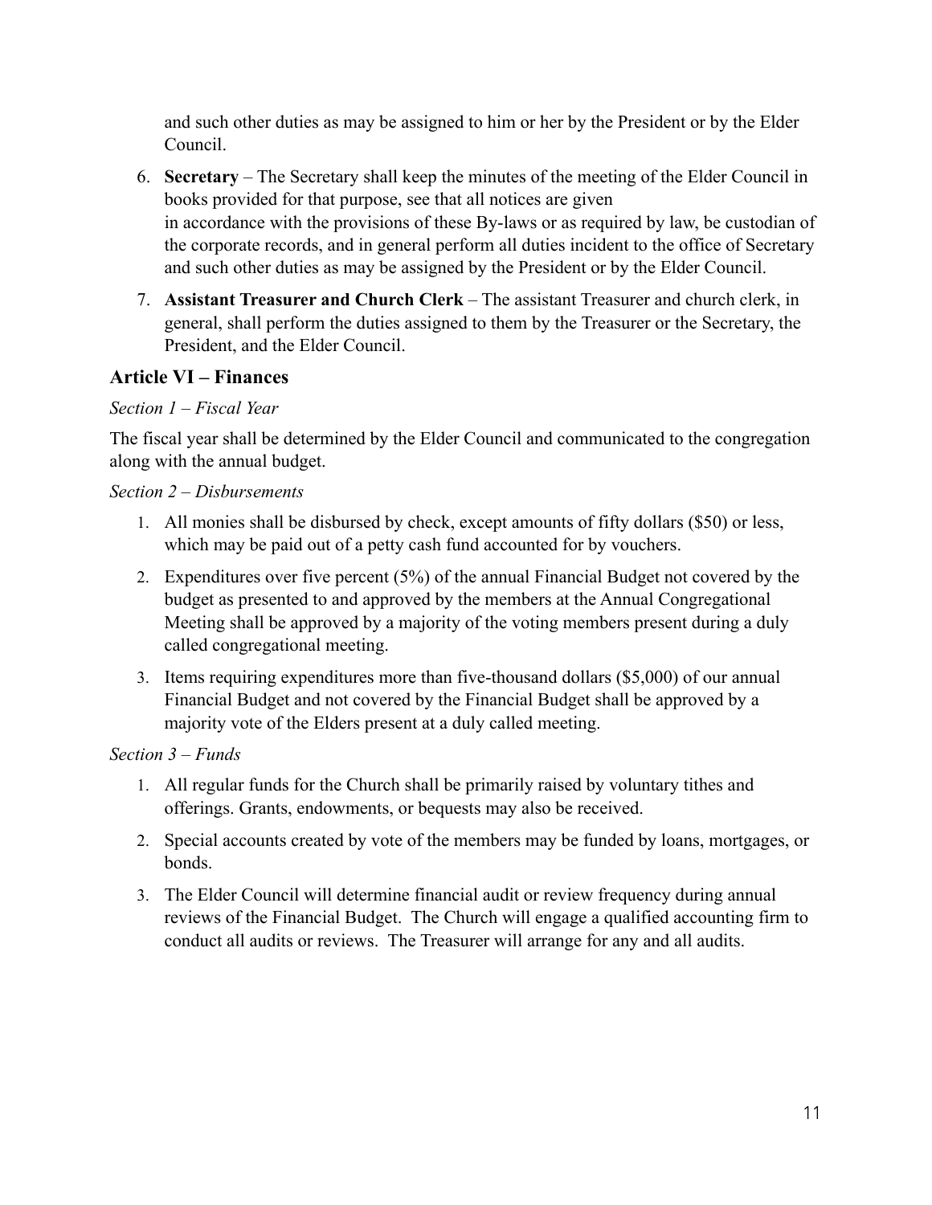and such other duties as may be assigned to him or her by the President or by the Elder Council.

6. **Secretary** – The Secretary shall keep the minutes of the meeting of the Elder Council in books provided for that purpose, see that all notices are given in accordance with the provisions of these By-laws or as required by law, be custodian of the corporate records, and in general perform all duties incident to the office of Secretary and such other duties as may be assigned by the President or by the Elder Council.
7. **Assistant Treasurer and Church Clerk** – The assistant Treasurer and church clerk, in general, shall perform the duties assigned to them by the Treasurer or the Secretary, the President, and the Elder Council.

## Article VI – Finances

*Section 1 – Fiscal Year*

The fiscal year shall be determined by the Elder Council and communicated to the congregation along with the annual budget.

*Section 2 – Disbursements*

1. All monies shall be disbursed by check, except amounts of fifty dollars ($50) or less, which may be paid out of a petty cash fund accounted for by vouchers.
2. Expenditures over five percent (5%) of the annual Financial Budget not covered by the budget as presented to and approved by the members at the Annual Congregational Meeting shall be approved by a majority of the voting members present during a duly called congregational meeting.
3. Items requiring expenditures more than five-thousand dollars ($5,000) of our annual Financial Budget and not covered by the Financial Budget shall be approved by a majority vote of the Elders present at a duly called meeting.

*Section 3 – Funds*

1. All regular funds for the Church shall be primarily raised by voluntary tithes and offerings. Grants, endowments, or bequests may also be received.
2. Special accounts created by vote of the members may be funded by loans, mortgages, or bonds.
3. The Elder Council will determine financial audit or review frequency during annual reviews of the Financial Budget. The Church will engage a qualified accounting firm to conduct all audits or reviews. The Treasurer will arrange for any and all audits.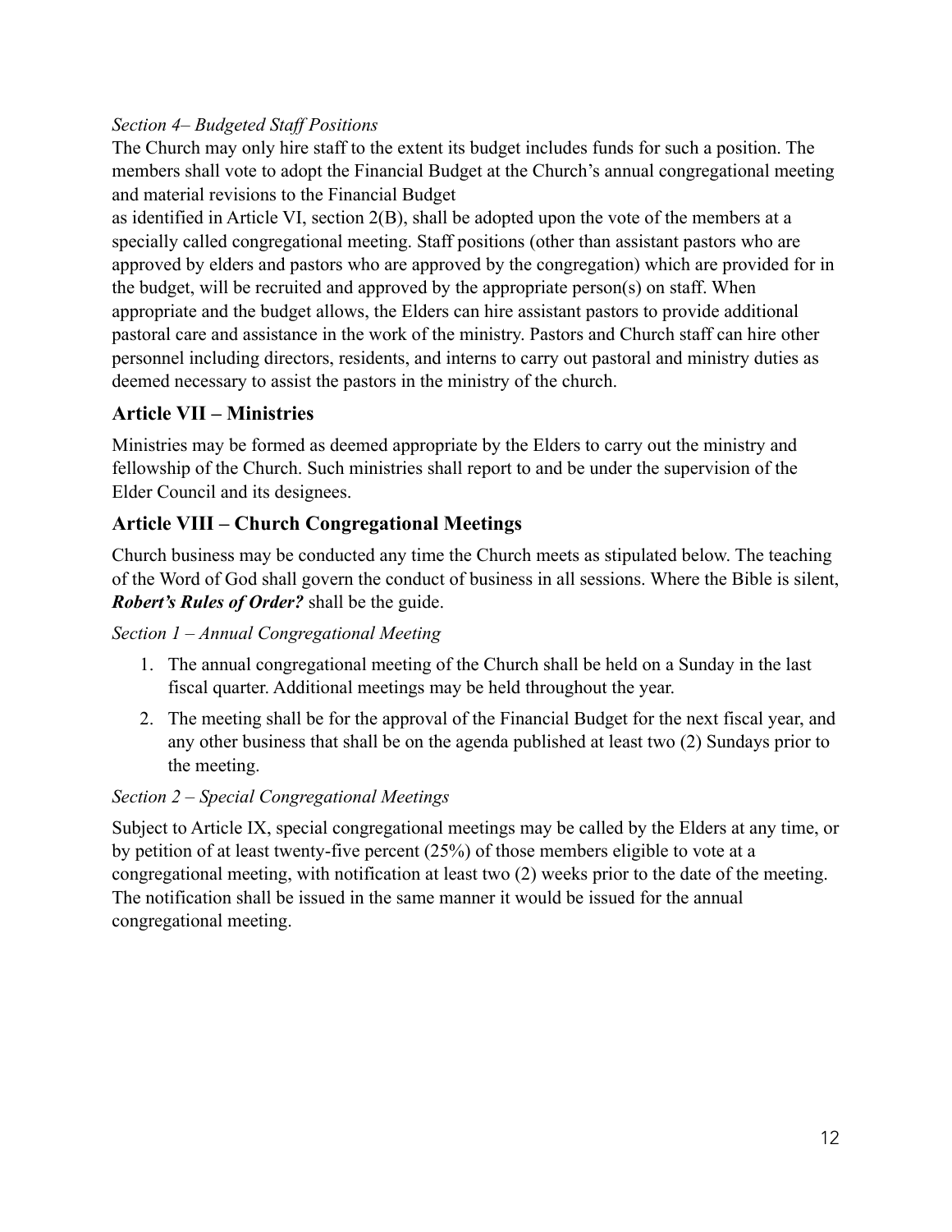*Section 4– Budgeted Staff Positions*

The Church may only hire staff to the extent its budget includes funds for such a position. The members shall vote to adopt the Financial Budget at the Church's annual congregational meeting and material revisions to the Financial Budget
as identified in Article VI, section 2(B), shall be adopted upon the vote of the members at a specially called congregational meeting. Staff positions (other than assistant pastors who are approved by elders and pastors who are approved by the congregation) which are provided for in the budget, will be recruited and approved by the appropriate person(s) on staff. When appropriate and the budget allows, the Elders can hire assistant pastors to provide additional pastoral care and assistance in the work of the ministry. Pastors and Church staff can hire other personnel including directors, residents, and interns to carry out pastoral and ministry duties as deemed necessary to assist the pastors in the ministry of the church.

## Article VII – Ministries

Ministries may be formed as deemed appropriate by the Elders to carry out the ministry and fellowship of the Church. Such ministries shall report to and be under the supervision of the Elder Council and its designees.

## Article VIII – Church Congregational Meetings

Church business may be conducted any time the Church meets as stipulated below. The teaching of the Word of God shall govern the conduct of business in all sessions. Where the Bible is silent, ***Robert's Rules of Order?*** shall be the guide.

*Section 1 – Annual Congregational Meeting*

1. The annual congregational meeting of the Church shall be held on a Sunday in the last fiscal quarter. Additional meetings may be held throughout the year.
2. The meeting shall be for the approval of the Financial Budget for the next fiscal year, and any other business that shall be on the agenda published at least two (2) Sundays prior to the meeting.

*Section 2 – Special Congregational Meetings*

Subject to Article IX, special congregational meetings may be called by the Elders at any time, or by petition of at least twenty-five percent (25%) of those members eligible to vote at a congregational meeting, with notification at least two (2) weeks prior to the date of the meeting. The notification shall be issued in the same manner it would be issued for the annual congregational meeting.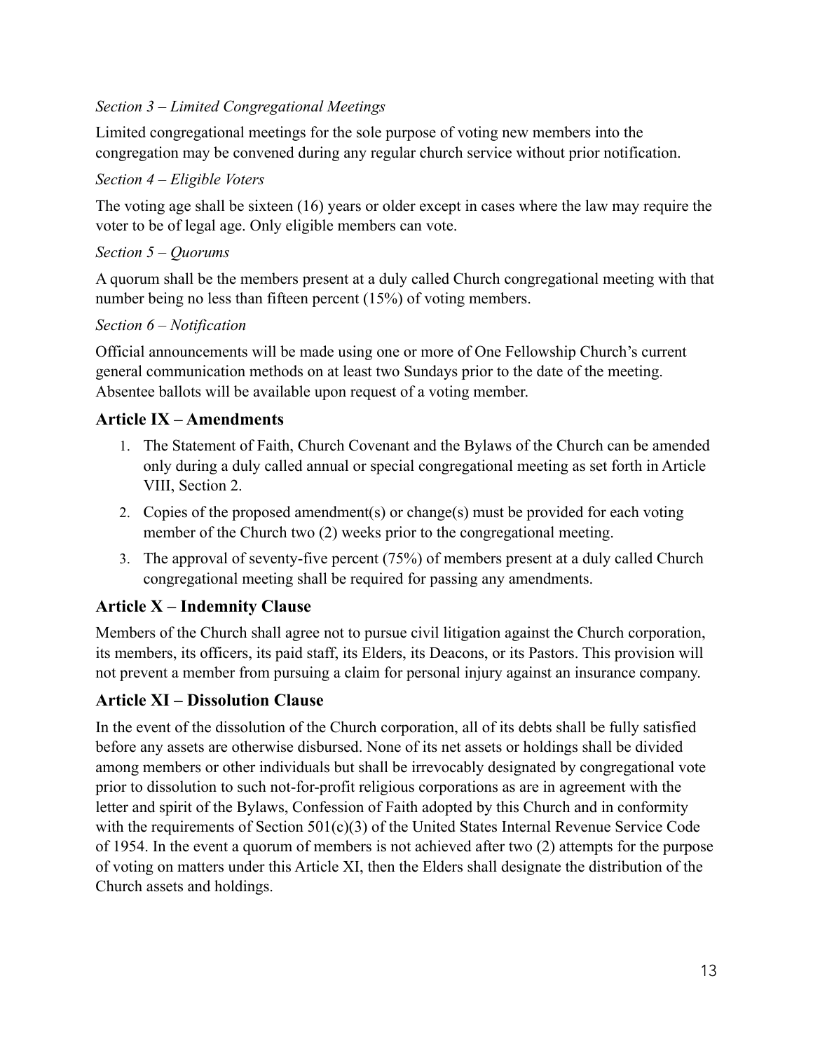*Section 3 – Limited Congregational Meetings*

Limited congregational meetings for the sole purpose of voting new members into the congregation may be convened during any regular church service without prior notification.

*Section 4 – Eligible Voters*

The voting age shall be sixteen (16) years or older except in cases where the law may require the voter to be of legal age. Only eligible members can vote.

*Section 5 – Quorums*

A quorum shall be the members present at a duly called Church congregational meeting with that number being no less than fifteen percent (15%) of voting members.

*Section 6 – Notification*

Official announcements will be made using one or more of One Fellowship Church's current general communication methods on at least two Sundays prior to the date of the meeting. Absentee ballots will be available upon request of a voting member.

## Article IX – Amendments

1. The Statement of Faith, Church Covenant and the Bylaws of the Church can be amended only during a duly called annual or special congregational meeting as set forth in Article VIII, Section 2.
2. Copies of the proposed amendment(s) or change(s) must be provided for each voting member of the Church two (2) weeks prior to the congregational meeting.
3. The approval of seventy-five percent (75%) of members present at a duly called Church congregational meeting shall be required for passing any amendments.

## Article X – Indemnity Clause

Members of the Church shall agree not to pursue civil litigation against the Church corporation, its members, its officers, its paid staff, its Elders, its Deacons, or its Pastors. This provision will not prevent a member from pursuing a claim for personal injury against an insurance company.

## Article XI – Dissolution Clause

In the event of the dissolution of the Church corporation, all of its debts shall be fully satisfied before any assets are otherwise disbursed. None of its net assets or holdings shall be divided among members or other individuals but shall be irrevocably designated by congregational vote prior to dissolution to such not-for-profit religious corporations as are in agreement with the letter and spirit of the Bylaws, Confession of Faith adopted by this Church and in conformity with the requirements of Section 501(c)(3) of the United States Internal Revenue Service Code of 1954. In the event a quorum of members is not achieved after two (2) attempts for the purpose of voting on matters under this Article XI, then the Elders shall designate the distribution of the Church assets and holdings.